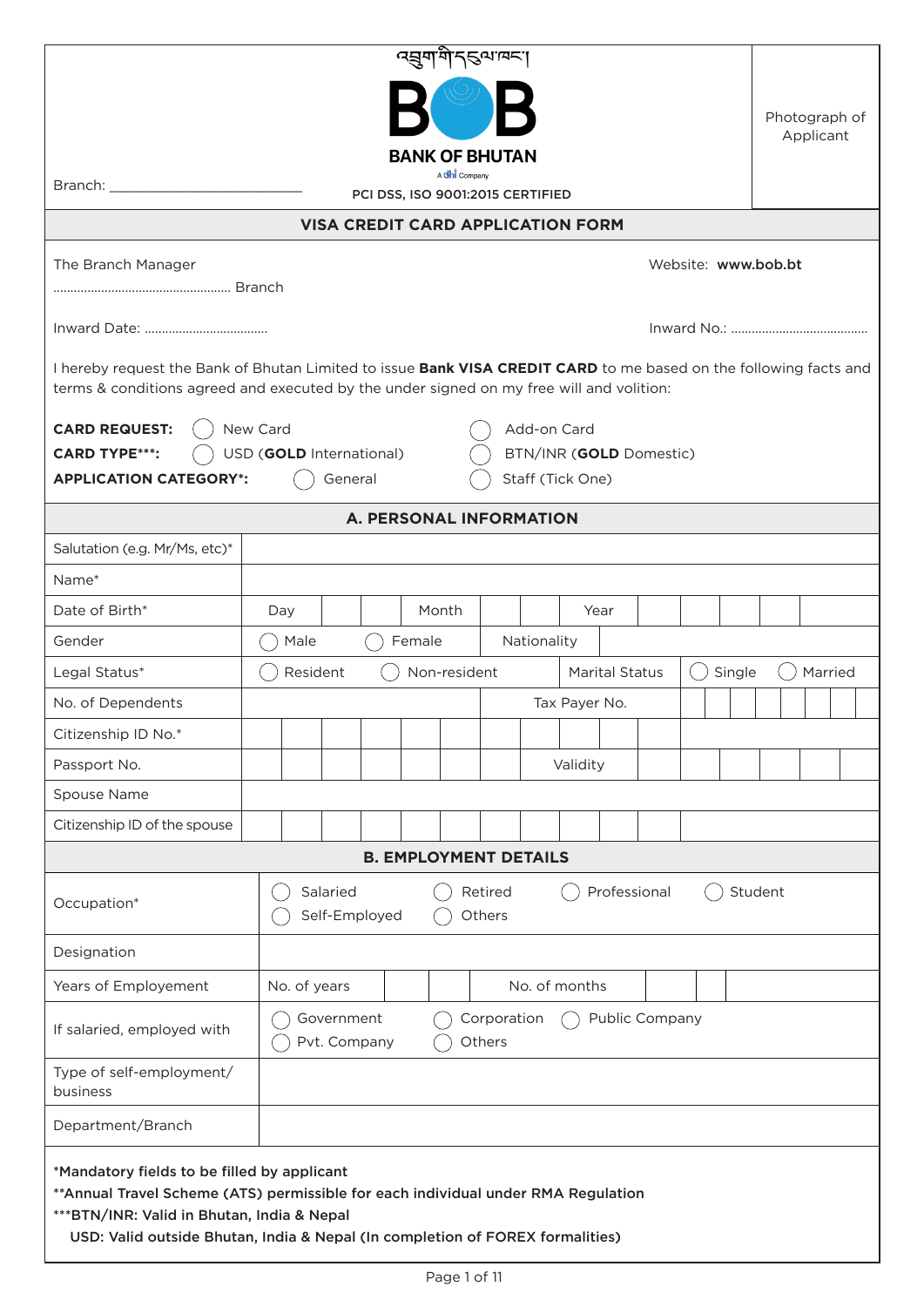འབྲུག་གི་དངུལ་ཁང་།

**BOB**

**BANK OF BHUTAN**

A dhi Company

Branch: ________________________

**PCI DSS, ISO 9001:2015 CERTIFIED**

Photograph of Applicant

## VISA CREDIT CARD APPLICATION FORM

The Branch Manager

.................................................... Branch

Website: **www.bob.bt**

Inward Date: ...................................

Inward No.: .........................................

I hereby request the Bank of Bhutan Limited to issue **Bank VISA CREDIT CARD** to me based on the following facts and terms & conditions agreed and executed by the under signed on my free will and volition:

**CARD REQUEST:** ◯ New Card ◯ Add-on Card

**CARD TYPE\*\*\*:** ◯ USD (**GOLD** International) ◯ BTN/INR (**GOLD** Domestic)

**APPLICATION CATEGORY\*:** ◯ General ◯ Staff (Tick One)

### A. PERSONAL INFORMATION

| | | | |
|---|---|---|---|
| Salutation (e.g. Mr/Ms, etc)* | | | |
| Name* | | | |
| Date of Birth* | Day | Month | Year |
| Gender | ◯ Male ◯ Female | Nationality | |
| Legal Status* | ◯ Resident ◯ Non-resident | Marital Status | ◯ Single ◯ Married |
| No. of Dependents | | Tax Payer No. | |
| Citizenship ID No.* | | | |
| Passport No. | | Validity | |
| Spouse Name | | | |
| Citizenship ID of the spouse | | | |

### B. EMPLOYMENT DETAILS

| | | | |
|---|---|---|---|
| Occupation* | ◯ Salaried ◯ Retired ◯ Professional ◯ Student<br>◯ Self-Employed ◯ Others | | |
| Designation | | | |
| Years of Employement | No. of years | No. of months | |
| If salaried, employed with | ◯ Government ◯ Corporation ◯ Public Company<br>◯ Pvt. Company ◯ Others | | |
| Type of self-employment/ business | | | |
| Department/Branch | | | |

**\*Mandatory fields to be filled by applicant**

**\*\*Annual Travel Scheme (ATS) permissible for each individual under RMA Regulation**

**\*\*\*BTN/INR: Valid in Bhutan, India & Nepal**

**USD: Valid outside Bhutan, India & Nepal (In completion of FOREX formalities)**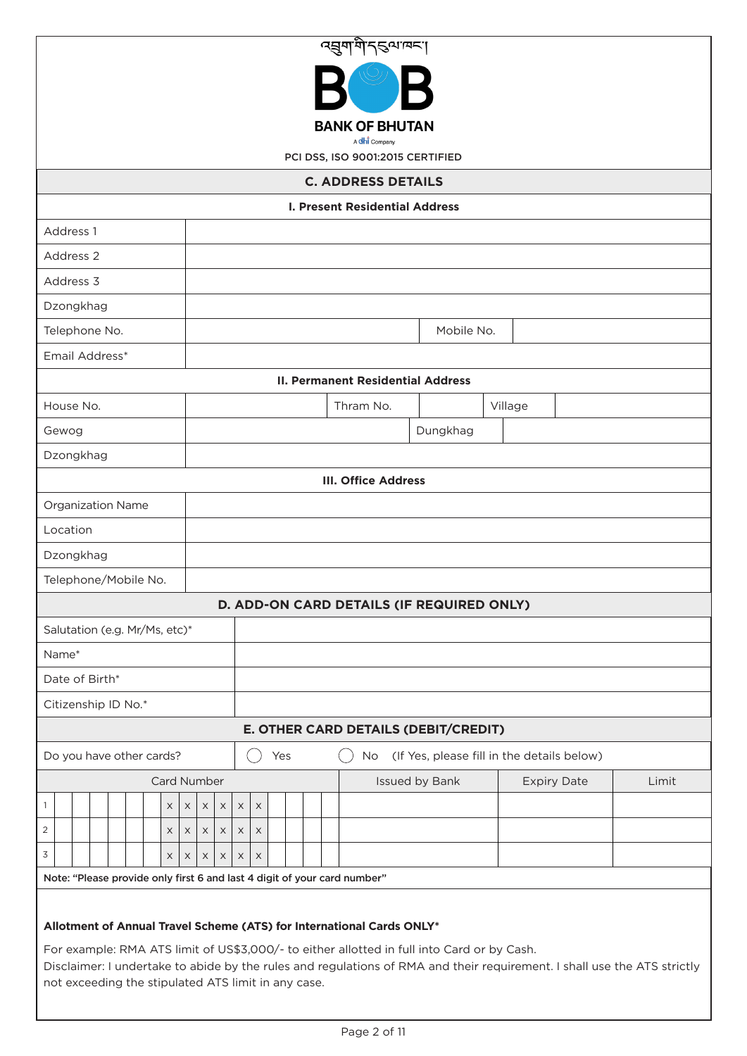འབྲུག་གི་དངུལ་ཁང་།

**BANK OF BHUTAN**

A dhi Company

PCI DSS, ISO 9001:2015 CERTIFIED

## C. ADDRESS DETAILS

### I. Present Residential Address

| | | | |
|---|---|---|---|
| Address 1 | | | |
| Address 2 | | | |
| Address 3 | | | |
| Dzongkhag | | | |
| Telephone No. | | Mobile No. | |
| Email Address* | | | |

### II. Permanent Residential Address

| | | | | | |
|---|---|---|---|---|---|
| House No. | | Thram No. | | Village | |
| Gewog | | Dungkhag | | | |
| Dzongkhag | | | | | |

### III. Office Address

| | |
|---|---|
| Organization Name | |
| Location | |
| Dzongkhag | |
| Telephone/Mobile No. | |

## D. ADD-ON CARD DETAILS (IF REQUIRED ONLY)

| | |
|---|---|
| Salutation (e.g. Mr/Ms, etc)* | |
| Name* | |
| Date of Birth* | |
| Citizenship ID No.* | |

## E. OTHER CARD DETAILS (DEBIT/CREDIT)

Do you have other cards? ◯ Yes ◯ No (If Yes, please fill in the details below)

| | Card Number | Issued by Bank | Expiry Date | Limit |
|---|---|---|---|---|
| 1 | _ _ _ _ _ _ x x x x x x _ _ _ _ | | | |
| 2 | _ _ _ _ _ _ x x x x x x _ _ _ _ | | | |
| 3 | _ _ _ _ _ _ x x x x x x _ _ _ _ | | | |

**Note: "Please provide only first 6 and last 4 digit of your card number"**

**Allotment of Annual Travel Scheme (ATS) for International Cards ONLY***

For example: RMA ATS limit of US$3,000/- to either allotted in full into Card or by Cash.

Disclaimer: I undertake to abide by the rules and regulations of RMA and their requirement. I shall use the ATS strictly not exceeding the stipulated ATS limit in any case.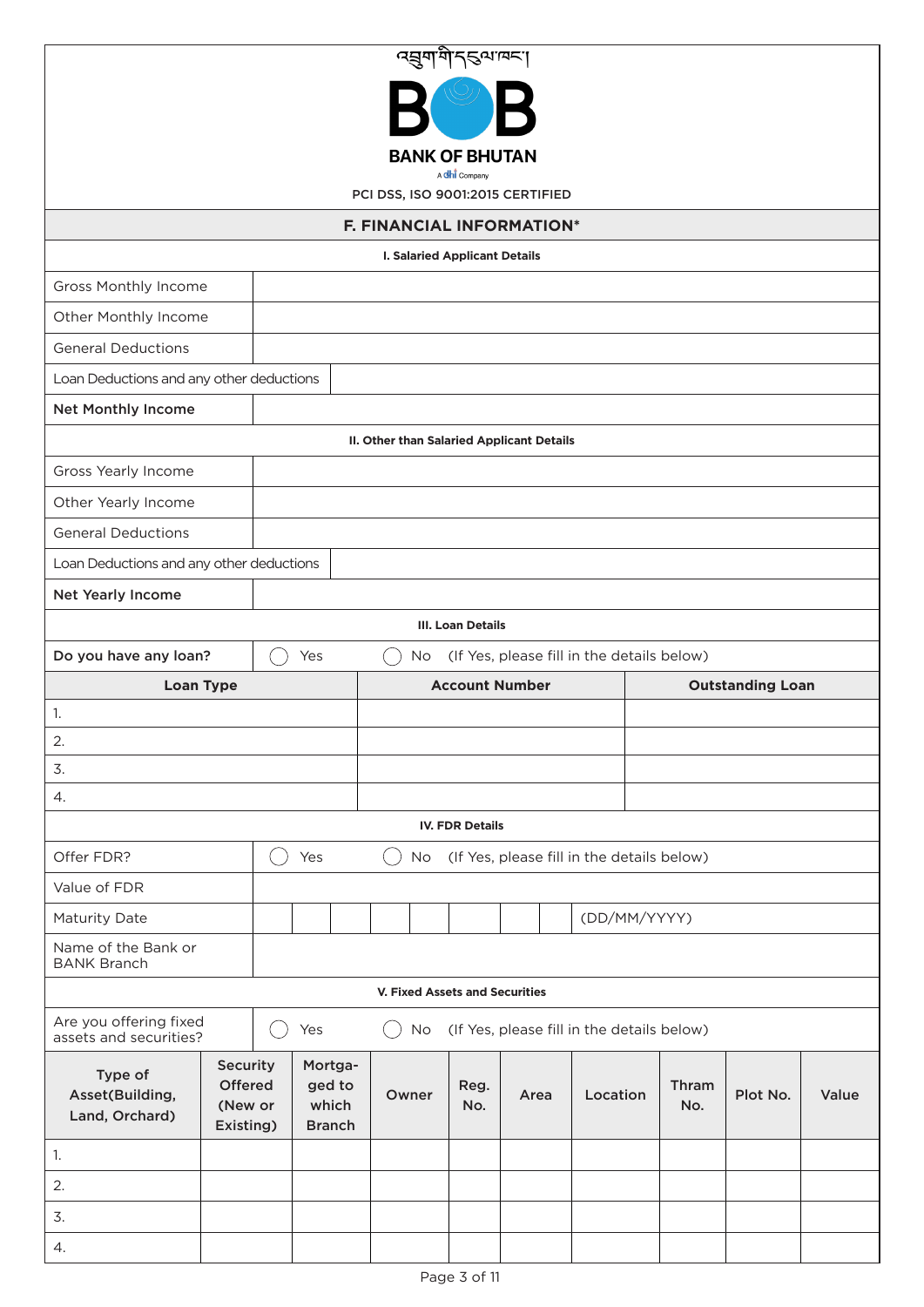འབྲུག་གི་དངུལ་ཁང་།

**BANK OF BHUTAN**

A dhi Company

PCI DSS, ISO 9001:2015 CERTIFIED

## F. FINANCIAL INFORMATION*

### I. Salaried Applicant Details

| | |
|---|---|
| Gross Monthly Income | |
| Other Monthly Income | |
| General Deductions | |
| Loan Deductions and any other deductions | |
| **Net Monthly Income** | |

### II. Other than Salaried Applicant Details

| | |
|---|---|
| Gross Yearly Income | |
| Other Yearly Income | |
| General Deductions | |
| Loan Deductions and any other deductions | |
| **Net Yearly Income** | |

### III. Loan Details

**Do you have any loan?** ◯ Yes ◯ No (If Yes, please fill in the details below)

| Loan Type | Account Number | Outstanding Loan |
|---|---|---|
| 1. | | |
| 2. | | |
| 3. | | |
| 4. | | |

### IV. FDR Details

Offer FDR? ◯ Yes ◯ No (If Yes, please fill in the details below)

| | |
|---|---|
| Value of FDR | |
| Maturity Date | (DD/MM/YYYY) |
| Name of the Bank or BANK Branch | |

### V. Fixed Assets and Securities

Are you offering fixed assets and securities? ◯ Yes ◯ No (If Yes, please fill in the details below)

| Type of Asset(Building, Land, Orchard) | Security Offered (New or Existing) | Mortgaged to which Branch | Owner | Reg. No. | Area | Location | Thram No. | Plot No. | Value |
|---|---|---|---|---|---|---|---|---|---|
| 1. | | | | | | | | | |
| 2. | | | | | | | | | |
| 3. | | | | | | | | | |
| 4. | | | | | | | | | |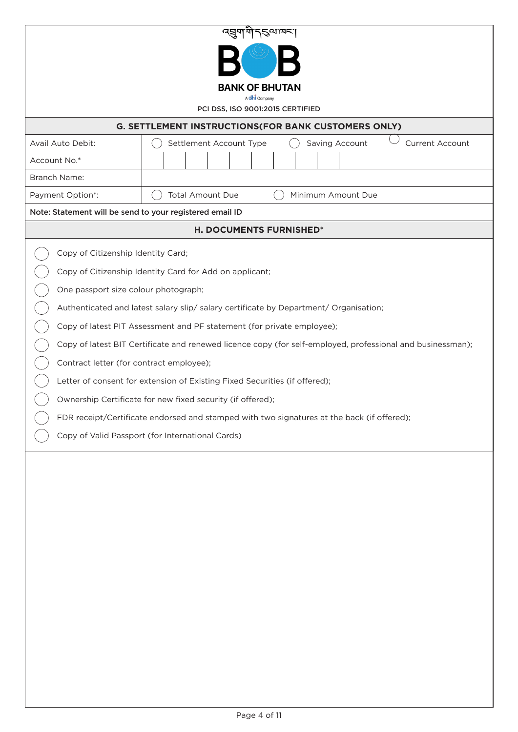འབྲུག་གི་དངུལ་ཁང་།

**BANK OF BHUTAN**

A dhi Company

PCI DSS, ISO 9001:2015 CERTIFIED

## G. SETTLEMENT INSTRUCTIONS(FOR BANK CUSTOMERS ONLY)

| | |
|---|---|
| Avail Auto Debit: | ◯ Settlement Account Type ◯ Saving Account ◯ Current Account |
| Account No.* | |
| Branch Name: | |
| Payment Option*: | ◯ Total Amount Due ◯ Minimum Amount Due |

**Note: Statement will be send to your registered email ID**

## H. DOCUMENTS FURNISHED*

- ◯ Copy of Citizenship Identity Card;
- ◯ Copy of Citizenship Identity Card for Add on applicant;
- ◯ One passport size colour photograph;
- ◯ Authenticated and latest salary slip/ salary certificate by Department/ Organisation;
- ◯ Copy of latest PIT Assessment and PF statement (for private employee);
- ◯ Copy of latest BIT Certificate and renewed licence copy (for self-employed, professional and businessman);
- ◯ Contract letter (for contract employee);
- ◯ Letter of consent for extension of Existing Fixed Securities (if offered);
- ◯ Ownership Certificate for new fixed security (if offered);
- ◯ FDR receipt/Certificate endorsed and stamped with two signatures at the back (if offered);
- ◯ Copy of Valid Passport (for International Cards)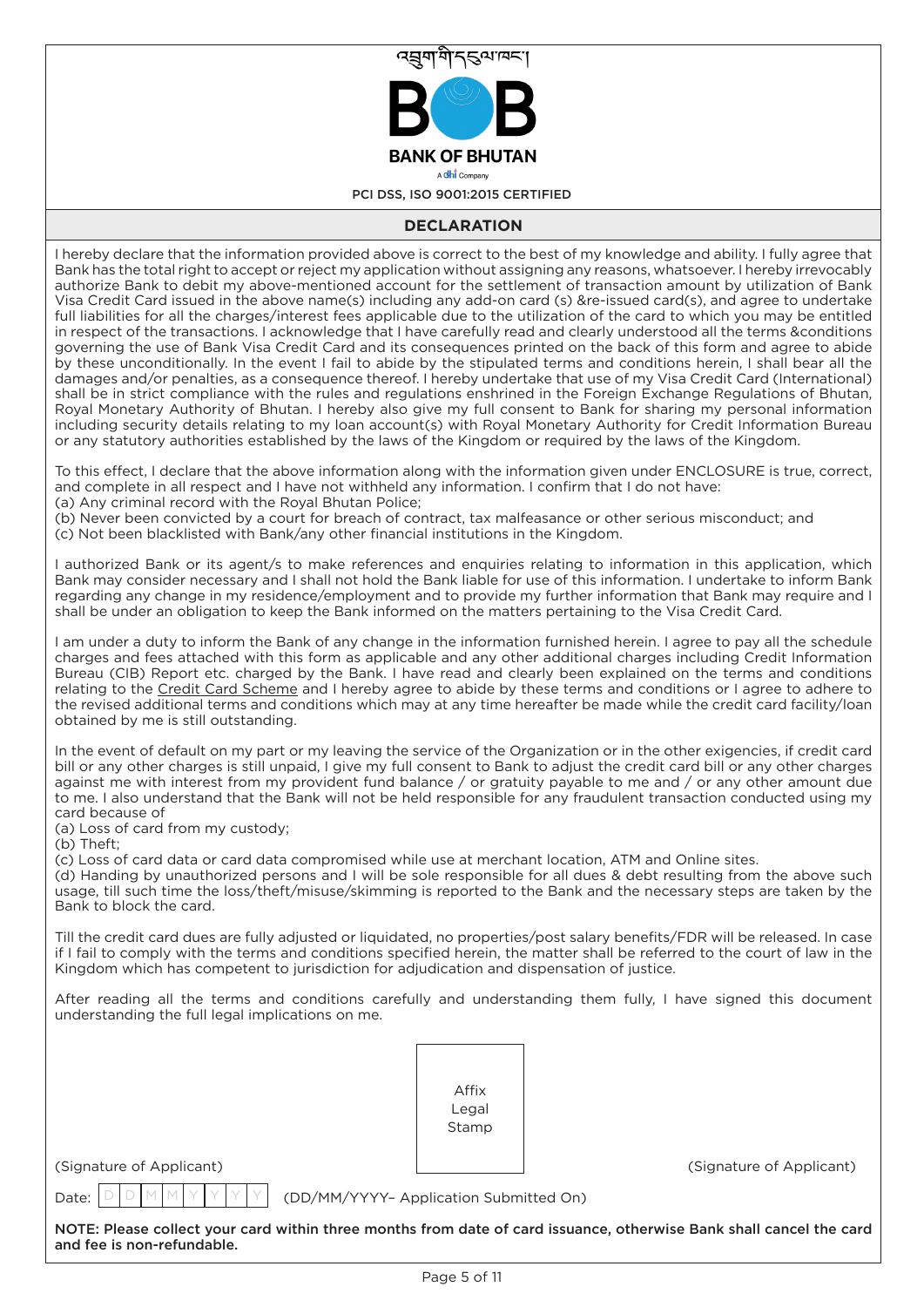འབྲུག་གི་དངུལ་ཁང་།

**BANK OF BHUTAN**

A dhi Company

PCI DSS, ISO 9001:2015 CERTIFIED

## DECLARATION

I hereby declare that the information provided above is correct to the best of my knowledge and ability. I fully agree that Bank has the total right to accept or reject my application without assigning any reasons, whatsoever. I hereby irrevocably authorize Bank to debit my above-mentioned account for the settlement of transaction amount by utilization of Bank Visa Credit Card issued in the above name(s) including any add-on card (s) &re-issued card(s), and agree to undertake full liabilities for all the charges/interest fees applicable due to the utilization of the card to which you may be entitled in respect of the transactions. I acknowledge that I have carefully read and clearly understood all the terms &conditions governing the use of Bank Visa Credit Card and its consequences printed on the back of this form and agree to abide by these unconditionally. In the event I fail to abide by the stipulated terms and conditions herein, I shall bear all the damages and/or penalties, as a consequence thereof. I hereby undertake that use of my Visa Credit Card (International) shall be in strict compliance with the rules and regulations enshrined in the Foreign Exchange Regulations of Bhutan, Royal Monetary Authority of Bhutan. I hereby also give my full consent to Bank for sharing my personal information including security details relating to my loan account(s) with Royal Monetary Authority for Credit Information Bureau or any statutory authorities established by the laws of the Kingdom or required by the laws of the Kingdom.

To this effect, I declare that the above information along with the information given under ENCLOSURE is true, correct, and complete in all respect and I have not withheld any information. I confirm that I do not have:
(a) Any criminal record with the Royal Bhutan Police;
(b) Never been convicted by a court for breach of contract, tax malfeasance or other serious misconduct; and
(c) Not been blacklisted with Bank/any other financial institutions in the Kingdom.

I authorized Bank or its agent/s to make references and enquiries relating to information in this application, which Bank may consider necessary and I shall not hold the Bank liable for use of this information. I undertake to inform Bank regarding any change in my residence/employment and to provide my further information that Bank may require and I shall be under an obligation to keep the Bank informed on the matters pertaining to the Visa Credit Card.

I am under a duty to inform the Bank of any change in the information furnished herein. I agree to pay all the schedule charges and fees attached with this form as applicable and any other additional charges including Credit Information Bureau (CIB) Report etc. charged by the Bank. I have read and clearly been explained on the terms and conditions relating to the Credit Card Scheme and I hereby agree to abide by these terms and conditions or I agree to adhere to the revised additional terms and conditions which may at any time hereafter be made while the credit card facility/loan obtained by me is still outstanding.

In the event of default on my part or my leaving the service of the Organization or in the other exigencies, if credit card bill or any other charges is still unpaid, I give my full consent to Bank to adjust the credit card bill or any other charges against me with interest from my provident fund balance / or gratuity payable to me and / or any other amount due to me. I also understand that the Bank will not be held responsible for any fraudulent transaction conducted using my card because of
(a) Loss of card from my custody;
(b) Theft;
(c) Loss of card data or card data compromised while use at merchant location, ATM and Online sites.
(d) Handing by unauthorized persons and I will be sole responsible for all dues & debt resulting from the above such usage, till such time the loss/theft/misuse/skimming is reported to the Bank and the necessary steps are taken by the Bank to block the card.

Till the credit card dues are fully adjusted or liquidated, no properties/post salary benefits/FDR will be released. In case if I fail to comply with the terms and conditions specified herein, the matter shall be referred to the court of law in the Kingdom which has competent to jurisdiction for adjudication and dispensation of justice.

After reading all the terms and conditions carefully and understanding them fully, I have signed this document understanding the full legal implications on me.

Affix Legal Stamp

(Signature of Applicant) (Signature of Applicant)

Date: D D M M Y Y Y Y (DD/MM/YYYY– Application Submitted On)

**NOTE: Please collect your card within three months from date of card issuance, otherwise Bank shall cancel the card and fee is non-refundable.**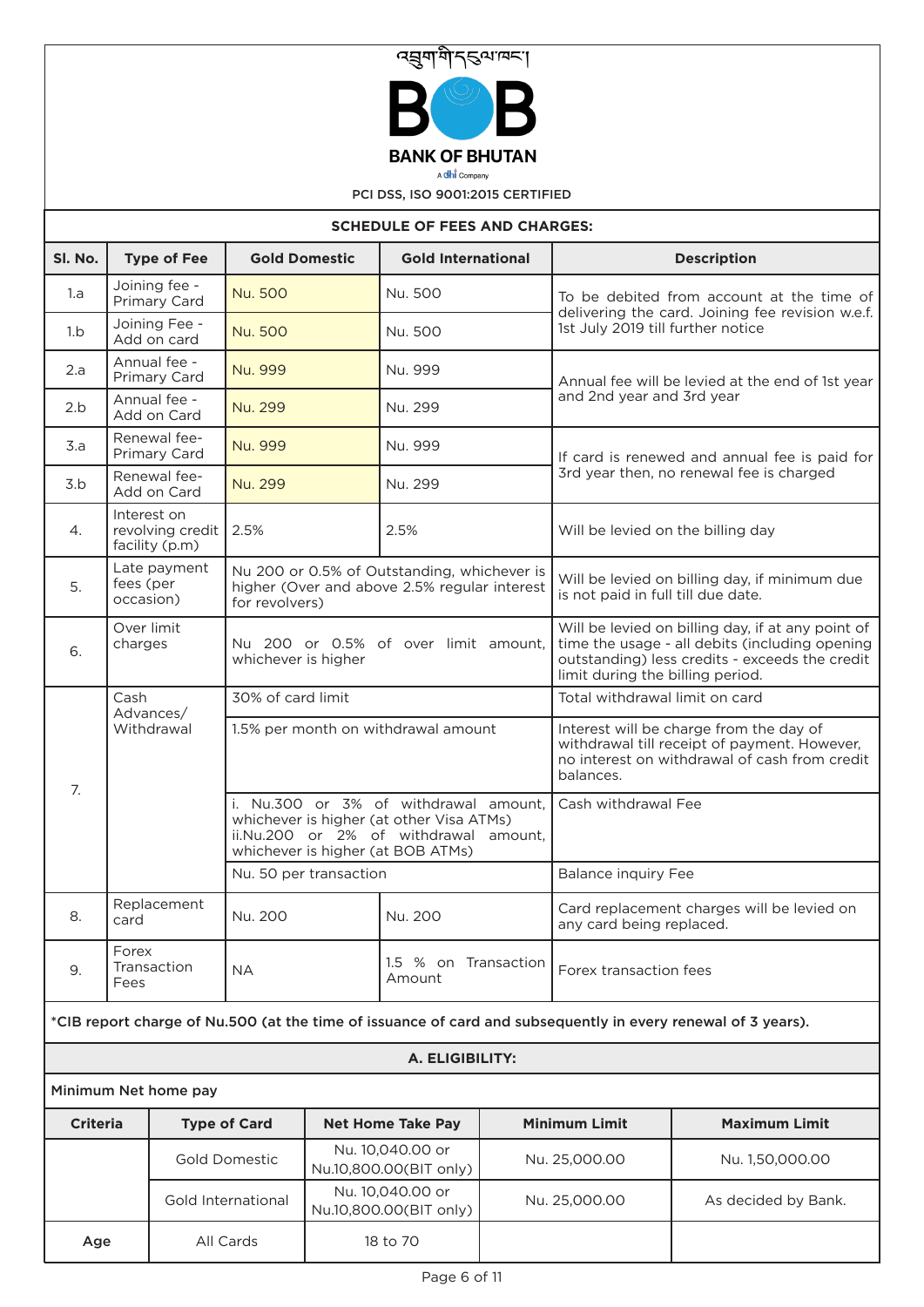འབྲུག་གི་དངུལ་ཁང་།

**BANK OF BHUTAN**

A dhi Company

PCI DSS, ISO 9001:2015 CERTIFIED

## SCHEDULE OF FEES AND CHARGES:

| Sl. No. | Type of Fee | Gold Domestic | Gold International | Description |
|---|---|---|---|---|
| 1.a | Joining fee - Primary Card | Nu. 500 | Nu. 500 | To be debited from account at the time of delivering the card. Joining fee revision w.e.f. 1st July 2019 till further notice |
| 1.b | Joining Fee - Add on card | Nu. 500 | Nu. 500 | |
| 2.a | Annual fee - Primary Card | Nu. 999 | Nu. 999 | Annual fee will be levied at the end of 1st year and 2nd year and 3rd year |
| 2.b | Annual fee - Add on Card | Nu. 299 | Nu. 299 | |
| 3.a | Renewal fee- Primary Card | Nu. 999 | Nu. 999 | If card is renewed and annual fee is paid for 3rd year then, no renewal fee is charged |
| 3.b | Renewal fee- Add on Card | Nu. 299 | Nu. 299 | |
| 4. | Interest on revolving credit facility (p.m) | 2.5% | 2.5% | Will be levied on the billing day |
| 5. | Late payment fees (per occasion) | Nu 200 or 0.5% of Outstanding, whichever is higher (Over and above 2.5% regular interest for revolvers) | | Will be levied on billing day, if minimum due is not paid in full till due date. |
| 6. | Over limit charges | Nu 200 or 0.5% of over limit amount, whichever is higher | | Will be levied on billing day, if at any point of time the usage - all debits (including opening outstanding) less credits - exceeds the credit limit during the billing period. |
| 7. | Cash Advances/ Withdrawal | 30% of card limit | | Total withdrawal limit on card |
| | | 1.5% per month on withdrawal amount | | Interest will be charge from the day of withdrawal till receipt of payment. However, no interest on withdrawal of cash from credit balances. |
| | | i. Nu.300 or 3% of withdrawal amount, whichever is higher (at other Visa ATMs) ii.Nu.200 or 2% of withdrawal amount, whichever is higher (at BOB ATMs) | | Cash withdrawal Fee |
| | | Nu. 50 per transaction | | Balance inquiry Fee |
| 8. | Replacement card | Nu. 200 | Nu. 200 | Card replacement charges will be levied on any card being replaced. |
| 9. | Forex Transaction Fees | NA | 1.5 % on Transaction Amount | Forex transaction fees |

**\*CIB report charge of Nu.500 (at the time of issuance of card and subsequently in every renewal of 3 years).**

## A. ELIGIBILITY:

**Minimum Net home pay**

| Criteria | Type of Card | Net Home Take Pay | Minimum Limit | Maximum Limit |
|---|---|---|---|---|
| | Gold Domestic | Nu. 10,040.00 or Nu.10,800.00(BIT only) | Nu. 25,000.00 | Nu. 1,50,000.00 |
| | Gold International | Nu. 10,040.00 or Nu.10,800.00(BIT only) | Nu. 25,000.00 | As decided by Bank. |
| Age | All Cards | 18 to 70 | | |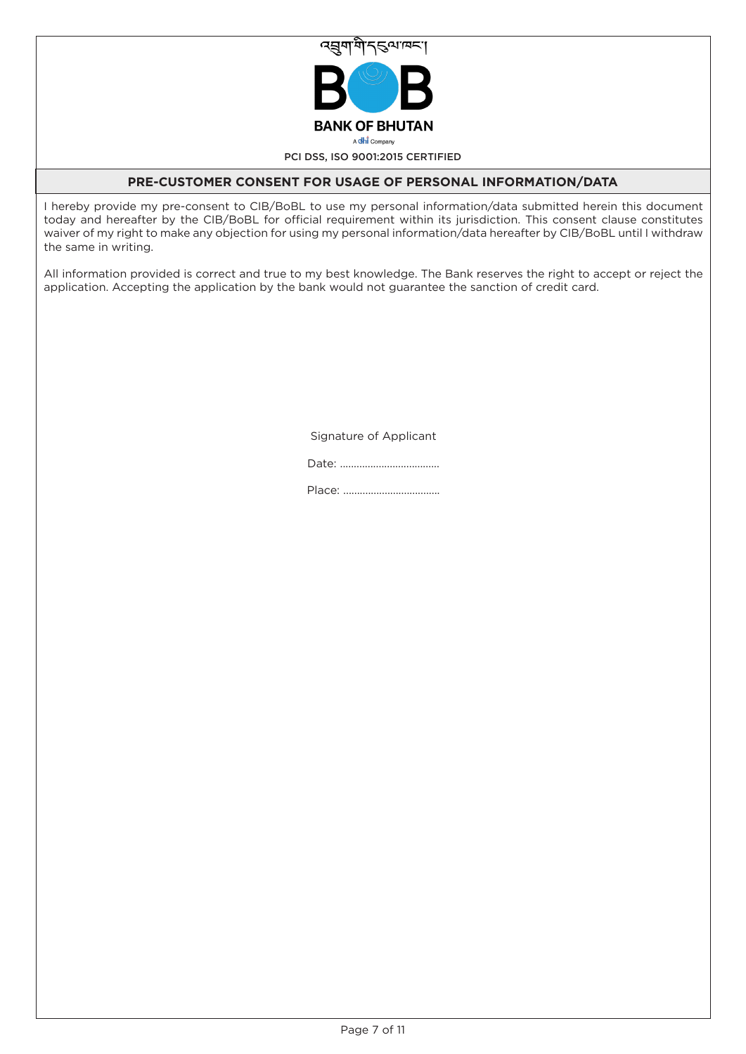འབྲུག་གི་དངུལ་ཁང་།

**BANK OF BHUTAN**

A dhi Company

PCI DSS, ISO 9001:2015 CERTIFIED

## PRE-CUSTOMER CONSENT FOR USAGE OF PERSONAL INFORMATION/DATA

I hereby provide my pre-consent to CIB/BoBL to use my personal information/data submitted herein this document today and hereafter by the CIB/BoBL for official requirement within its jurisdiction. This consent clause constitutes waiver of my right to make any objection for using my personal information/data hereafter by CIB/BoBL until I withdraw the same in writing.

All information provided is correct and true to my best knowledge. The Bank reserves the right to accept or reject the application. Accepting the application by the bank would not guarantee the sanction of credit card.

Signature of Applicant

Date: ....................................

Place: ..................................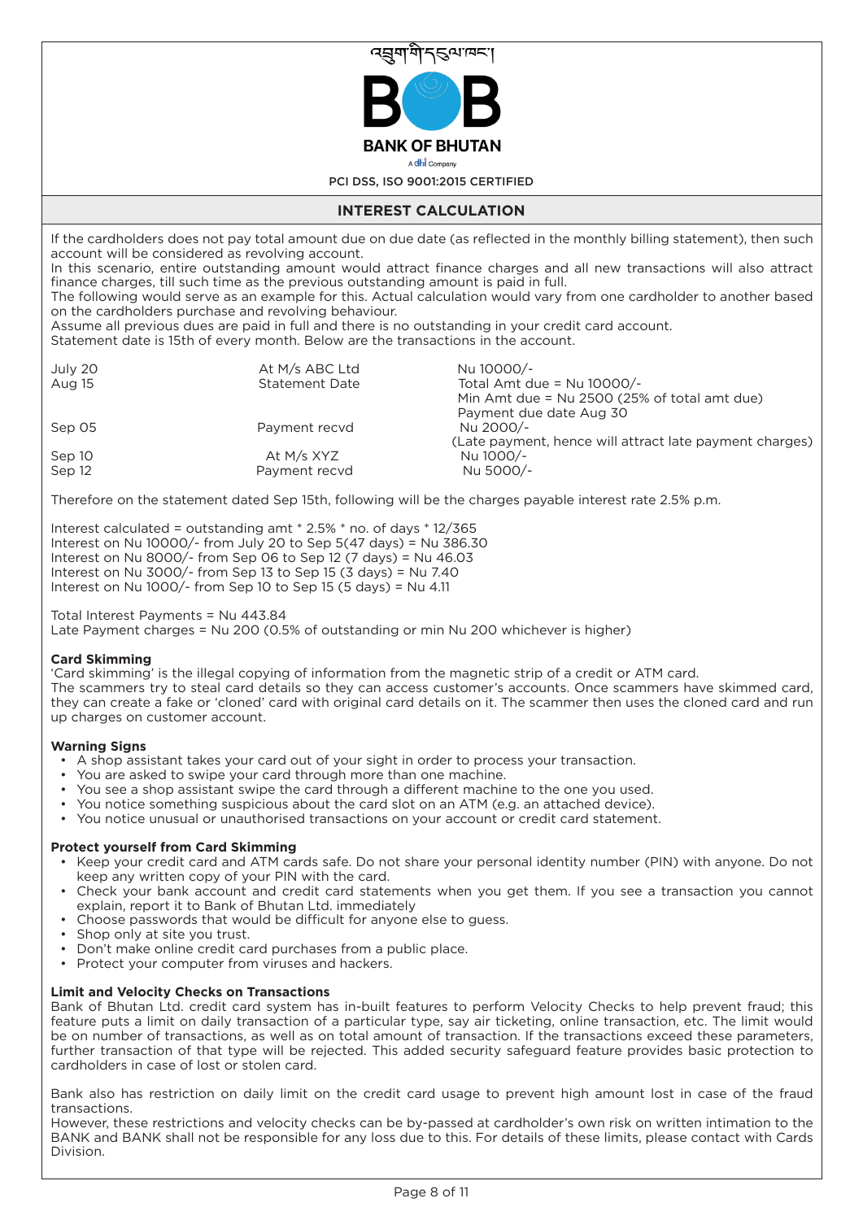འབྲུག་གི་དངུལ་ཁང་།

# BANK OF BHUTAN

A dhi Company

PCI DSS, ISO 9001:2015 CERTIFIED

## INTEREST CALCULATION

If the cardholders does not pay total amount due on due date (as reflected in the monthly billing statement), then such account will be considered as revolving account.

In this scenario, entire outstanding amount would attract finance charges and all new transactions will also attract finance charges, till such time as the previous outstanding amount is paid in full.

The following would serve as an example for this. Actual calculation would vary from one cardholder to another based on the cardholders purchase and revolving behaviour.

Assume all previous dues are paid in full and there is no outstanding in your credit card account.

Statement date is 15th of every month. Below are the transactions in the account.

| | | |
|---|---|---|
| July 20 | At M/s ABC Ltd | Nu 10000/- |
| Aug 15 | Statement Date | Total Amt due = Nu 10000/-<br>Min Amt due = Nu 2500 (25% of total amt due)<br>Payment due date Aug 30 |
| Sep 05 | Payment recvd | Nu 2000/-<br>(Late payment, hence will attract late payment charges) |
| Sep 10 | At M/s XYZ | Nu 1000/- |
| Sep 12 | Payment recvd | Nu 5000/- |

Therefore on the statement dated Sep 15th, following will be the charges payable interest rate 2.5% p.m.

Interest calculated = outstanding amt * 2.5% * no. of days * 12/365
Interest on Nu 10000/- from July 20 to Sep 5(47 days) = Nu 386.30
Interest on Nu 8000/- from Sep 06 to Sep 12 (7 days) = Nu 46.03
Interest on Nu 3000/- from Sep 13 to Sep 15 (3 days) = Nu 7.40
Interest on Nu 1000/- from Sep 10 to Sep 15 (5 days) = Nu 4.11

Total Interest Payments = Nu 443.84
Late Payment charges = Nu 200 (0.5% of outstanding or min Nu 200 whichever is higher)

### Card Skimming

'Card skimming' is the illegal copying of information from the magnetic strip of a credit or ATM card.

The scammers try to steal card details so they can access customer's accounts. Once scammers have skimmed card, they can create a fake or 'cloned' card with original card details on it. The scammer then uses the cloned card and run up charges on customer account.

### Warning Signs

- A shop assistant takes your card out of your sight in order to process your transaction.
- You are asked to swipe your card through more than one machine.
- You see a shop assistant swipe the card through a different machine to the one you used.
- You notice something suspicious about the card slot on an ATM (e.g. an attached device).
- You notice unusual or unauthorised transactions on your account or credit card statement.

### Protect yourself from Card Skimming

- Keep your credit card and ATM cards safe. Do not share your personal identity number (PIN) with anyone. Do not keep any written copy of your PIN with the card.
- Check your bank account and credit card statements when you get them. If you see a transaction you cannot explain, report it to Bank of Bhutan Ltd. immediately
- Choose passwords that would be difficult for anyone else to guess.
- Shop only at site you trust.
- Don't make online credit card purchases from a public place.
- Protect your computer from viruses and hackers.

### Limit and Velocity Checks on Transactions

Bank of Bhutan Ltd. credit card system has in-built features to perform Velocity Checks to help prevent fraud; this feature puts a limit on daily transaction of a particular type, say air ticketing, online transaction, etc. The limit would be on number of transactions, as well as on total amount of transaction. If the transactions exceed these parameters, further transaction of that type will be rejected. This added security safeguard feature provides basic protection to cardholders in case of lost or stolen card.

Bank also has restriction on daily limit on the credit card usage to prevent high amount lost in case of the fraud transactions.

However, these restrictions and velocity checks can be by-passed at cardholder's own risk on written intimation to the BANK and BANK shall not be responsible for any loss due to this. For details of these limits, please contact with Cards Division.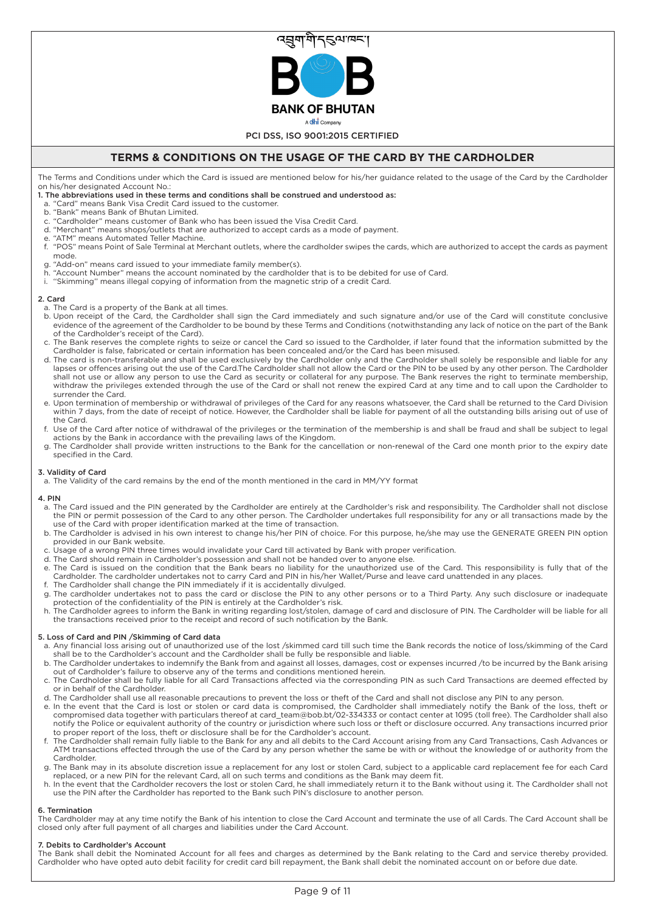འབྲུག་གི་དངུལ་ཁང་།

BANK OF BHUTAN

A dhi Company

PCI DSS, ISO 9001:2015 CERTIFIED

# TERMS & CONDITIONS ON THE USAGE OF THE CARD BY THE CARDHOLDER

The Terms and Conditions under which the Card is issued are mentioned below for his/her guidance related to the usage of the Card by the Cardholder on his/her designated Account No.:

**1. The abbreviations used in these terms and conditions shall be construed and understood as:**

a. "Card" means Bank Visa Credit Card issued to the customer.
b. "Bank" means Bank of Bhutan Limited.
c. "Cardholder" means customer of Bank who has been issued the Visa Credit Card.
d. "Merchant" means shops/outlets that are authorized to accept cards as a mode of payment.
e. "ATM" means Automated Teller Machine.
f. "POS" means Point of Sale Terminal at Merchant outlets, where the cardholder swipes the cards, which are authorized to accept the cards as payment mode.
g. "Add-on" means card issued to your immediate family member(s).
h. "Account Number" means the account nominated by the cardholder that is to be debited for use of Card.
i. "Skimming" means illegal copying of information from the magnetic strip of a credit Card.

**2. Card**

a. The Card is a property of the Bank at all times.
b. Upon receipt of the Card, the Cardholder shall sign the Card immediately and such signature and/or use of the Card will constitute conclusive evidence of the agreement of the Cardholder to be bound by these Terms and Conditions (notwithstanding any lack of notice on the part of the Bank of the Cardholder's receipt of the Card).
c. The Bank reserves the complete rights to seize or cancel the Card so issued to the Cardholder, if later found that the information submitted by the Cardholder is false, fabricated or certain information has been concealed and/or the Card has been misused.
d. The card is non-transferable and shall be used exclusively by the Cardholder only and the Cardholder shall solely be responsible and liable for any lapses or offences arising out the use of the Card.The Cardholder shall not allow the Card or the PIN to be used by any other person. The Cardholder shall not use or allow any person to use the Card as security or collateral for any purpose. The Bank reserves the right to terminate membership, withdraw the privileges extended through the use of the Card or shall not renew the expired Card at any time and to call upon the Cardholder to surrender the Card.
e. Upon termination of membership or withdrawal of privileges of the Card for any reasons whatsoever, the Card shall be returned to the Card Division within 7 days, from the date of receipt of notice. However, the Cardholder shall be liable for payment of all the outstanding bills arising out of use of the Card.
f. Use of the Card after notice of withdrawal of the privileges or the termination of the membership is and shall be fraud and shall be subject to legal actions by the Bank in accordance with the prevailing laws of the Kingdom.
g. The Cardholder shall provide written instructions to the Bank for the cancellation or non-renewal of the Card one month prior to the expiry date specified in the Card.

**3. Validity of Card**

a. The Validity of the card remains by the end of the month mentioned in the card in MM/YY format

**4. PIN**

a. The Card issued and the PIN generated by the Cardholder are entirely at the Cardholder's risk and responsibility. The Cardholder shall not disclose the PIN or permit possession of the Card to any other person. The Cardholder undertakes full responsibility for any or all transactions made by the use of the Card with proper identification marked at the time of transaction.
b. The Cardholder is advised in his own interest to change his/her PIN of choice. For this purpose, he/she may use the GENERATE GREEN PIN option provided in our Bank website.
c. Usage of a wrong PIN three times would invalidate your Card till activated by Bank with proper verification.
d. The Card should remain in Cardholder's possession and shall not be handed over to anyone else.
e. The Card is issued on the condition that the Bank bears no liability for the unauthorized use of the Card. This responsibility is fully that of the Cardholder. The cardholder undertakes not to carry Card and PIN in his/her Wallet/Purse and leave card unattended in any places.
f. The Cardholder shall change the PIN immediately if it is accidentally divulged.
g. The cardholder undertakes not to pass the card or disclose the PIN to any other persons or to a Third Party. Any such disclosure or inadequate protection of the confidentiality of the PIN is entirely at the Cardholder's risk.
h. The Cardholder agrees to inform the Bank in writing regarding lost/stolen, damage of card and disclosure of PIN. The Cardholder will be liable for all the transactions received prior to the receipt and record of such notification by the Bank.

**5. Loss of Card and PIN /Skimming of Card data**

a. Any financial loss arising out of unauthorized use of the lost /skimmed card till such time the Bank records the notice of loss/skimming of the Card shall be to the Cardholder's account and the Cardholder shall be fully be responsible and liable.
b. The Cardholder undertakes to indemnify the Bank from and against all losses, damages, cost or expenses incurred /to be incurred by the Bank arising out of Cardholder's failure to observe any of the terms and conditions mentioned herein.
c. The Cardholder shall be fully liable for all Card Transactions affected via the corresponding PIN as such Card Transactions are deemed effected by or in behalf of the Cardholder.
d. The Cardholder shall use all reasonable precautions to prevent the loss or theft of the Card and shall not disclose any PIN to any person.
e. In the event that the Card is lost or stolen or card data is compromised, the Cardholder shall immediately notify the Bank of the loss, theft or compromised data together with particulars thereof at card_team@bob.bt/02-334333 or contact center at 1095 (toll free). The Cardholder shall also notify the Police or equivalent authority of the country or jurisdiction where such loss or theft or disclosure occurred. Any transactions incurred prior to proper report of the loss, theft or disclosure shall be for the Cardholder's account.
f. The Cardholder shall remain fully liable to the Bank for any and all debits to the Card Account arising from any Card Transactions, Cash Advances or ATM transactions effected through the use of the Card by any person whether the same be with or without the knowledge of or authority from the Cardholder.
g. The Bank may in its absolute discretion issue a replacement for any lost or stolen Card, subject to a applicable card replacement fee for each Card replaced, or a new PIN for the relevant Card, all on such terms and conditions as the Bank may deem fit.
h. In the event that the Cardholder recovers the lost or stolen Card, he shall immediately return it to the Bank without using it. The Cardholder shall not use the PIN after the Cardholder has reported to the Bank such PIN's disclosure to another person.

**6. Termination**

The Cardholder may at any time notify the Bank of his intention to close the Card Account and terminate the use of all Cards. The Card Account shall be closed only after full payment of all charges and liabilities under the Card Account.

**7. Debits to Cardholder's Account**

The Bank shall debit the Nominated Account for all fees and charges as determined by the Bank relating to the Card and service thereby provided. Cardholder who have opted auto debit facility for credit card bill repayment, the Bank shall debit the nominated account on or before due date.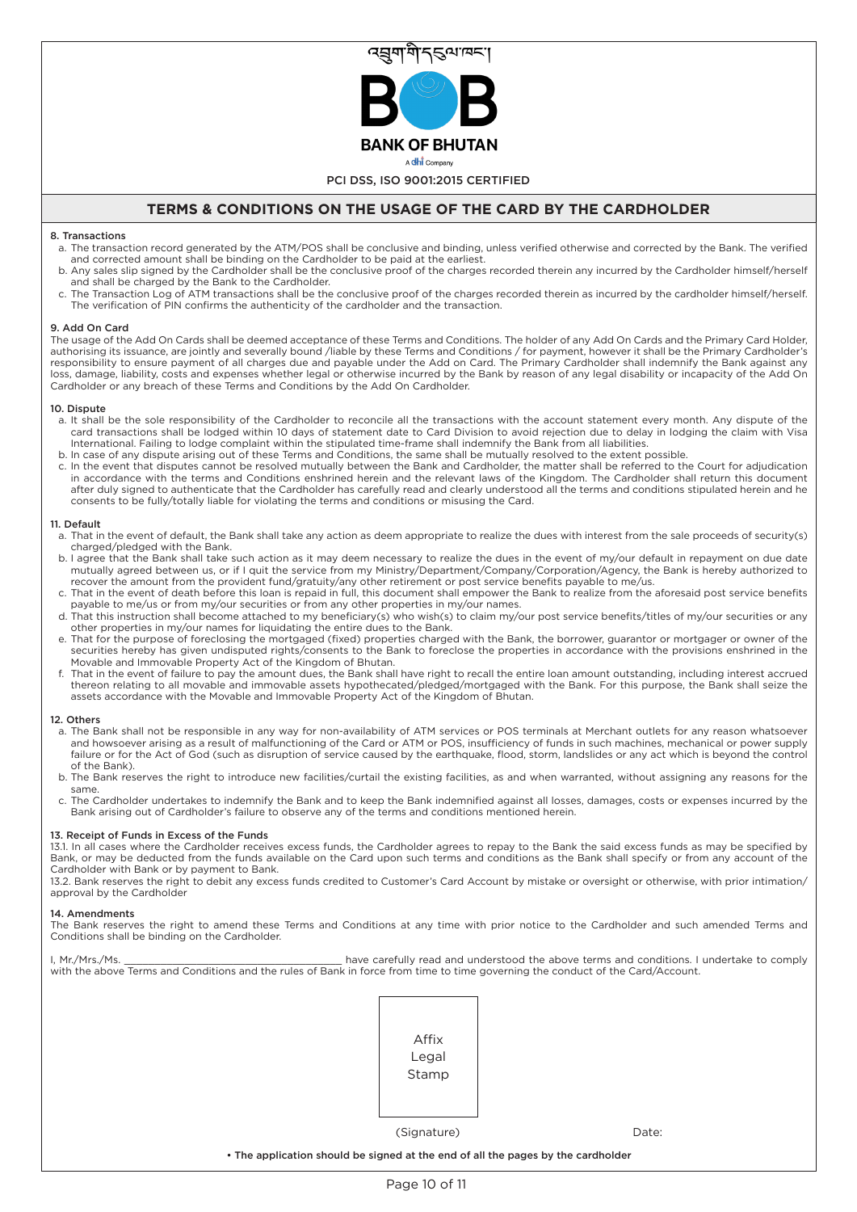# TERMS & CONDITIONS ON THE USAGE OF THE CARD BY THE CARDHOLDER

### 8. Transactions

a. The transaction record generated by the ATM/POS shall be conclusive and binding, unless verified otherwise and corrected by the Bank. The verified and corrected amount shall be binding on the Cardholder to be paid at the earliest.

b. Any sales slip signed by the Cardholder shall be the conclusive proof of the charges recorded therein any incurred by the Cardholder himself/herself and shall be charged by the Bank to the Cardholder.

c. The Transaction Log of ATM transactions shall be the conclusive proof of the charges recorded therein as incurred by the cardholder himself/herself. The verification of PIN confirms the authenticity of the cardholder and the transaction.

### 9. Add On Card

The usage of the Add On Cards shall be deemed acceptance of these Terms and Conditions. The holder of any Add On Cards and the Primary Card Holder, authorising its issuance, are jointly and severally bound /liable by these Terms and Conditions / for payment, however it shall be the Primary Cardholder's responsibility to ensure payment of all charges due and payable under the Add on Card. The Primary Cardholder shall indemnify the Bank against any loss, damage, liability, costs and expenses whether legal or otherwise incurred by the Bank by reason of any legal disability or incapacity of the Add On Cardholder or any breach of these Terms and Conditions by the Add On Cardholder.

### 10. Dispute

a. It shall be the sole responsibility of the Cardholder to reconcile all the transactions with the account statement every month. Any dispute of the card transactions shall be lodged within 10 days of statement date to Card Division to avoid rejection due to delay in lodging the claim with Visa International. Failing to lodge complaint within the stipulated time-frame shall indemnify the Bank from all liabilities.

b. In case of any dispute arising out of these Terms and Conditions, the same shall be mutually resolved to the extent possible.

c. In the event that disputes cannot be resolved mutually between the Bank and Cardholder, the matter shall be referred to the Court for adjudication in accordance with the terms and Conditions enshrined herein and the relevant laws of the Kingdom. The Cardholder shall return this document after duly signed to authenticate that the Cardholder has carefully read and clearly understood all the terms and conditions stipulated herein and he consents to be fully/totally liable for violating the terms and conditions or misusing the Card.

### 11. Default

a. That in the event of default, the Bank shall take any action as deem appropriate to realize the dues with interest from the sale proceeds of security(s) charged/pledged with the Bank.

b. I agree that the Bank shall take such action as it may deem necessary to realize the dues in the event of my/our default in repayment on due date mutually agreed between us, or if I quit the service from my Ministry/Department/Company/Corporation/Agency, the Bank is hereby authorized to recover the amount from the provident fund/gratuity/any other retirement or post service benefits payable to me/us.

c. That in the event of death before this loan is repaid in full, this document shall empower the Bank to realize from the aforesaid post service benefits payable to me/us or from my/our securities or from any other properties in my/our names.

d. That this instruction shall become attached to my beneficiary(s) who wish(s) to claim my/our post service benefits/titles of my/our securities or any other properties in my/our names for liquidating the entire dues to the Bank.

e. That for the purpose of foreclosing the mortgaged (fixed) properties charged with the Bank, the borrower, guarantor or mortgager or owner of the securities hereby has given undisputed rights/consents to the Bank to foreclose the properties in accordance with the provisions enshrined in the Movable and Immovable Property Act of the Kingdom of Bhutan.

f. That in the event of failure to pay the amount dues, the Bank shall have right to recall the entire loan amount outstanding, including interest accrued thereon relating to all movable and immovable assets hypothecated/pledged/mortgaged with the Bank. For this purpose, the Bank shall seize the assets accordance with the Movable and Immovable Property Act of the Kingdom of Bhutan.

### 12. Others

a. The Bank shall not be responsible in any way for non-availability of ATM services or POS terminals at Merchant outlets for any reason whatsoever and howsoever arising as a result of malfunctioning of the Card or ATM or POS, insufficiency of funds in such machines, mechanical or power supply failure or for the Act of God (such as disruption of service caused by the earthquake, flood, storm, landslides or any act which is beyond the control of the Bank).

b. The Bank reserves the right to introduce new facilities/curtail the existing facilities, as and when warranted, without assigning any reasons for the same.

c. The Cardholder undertakes to indemnify the Bank and to keep the Bank indemnified against all losses, damages, costs or expenses incurred by the Bank arising out of Cardholder's failure to observe any of the terms and conditions mentioned herein.

### 13. Receipt of Funds in Excess of the Funds

13.1. In all cases where the Cardholder receives excess funds, the Cardholder agrees to repay to the Bank the said excess funds as may be specified by Bank, or may be deducted from the funds available on the Card upon such terms and conditions as the Bank shall specify or from any account of the Cardholder with Bank or by payment to Bank.

13.2. Bank reserves the right to debit any excess funds credited to Customer's Card Account by mistake or oversight or otherwise, with prior intimation/ approval by the Cardholder

### 14. Amendments

The Bank reserves the right to amend these Terms and Conditions at any time with prior notice to the Cardholder and such amended Terms and Conditions shall be binding on the Cardholder.

I, Mr./Mrs./Ms. ______________________________ have carefully read and understood the above terms and conditions. I undertake to comply with the above Terms and Conditions and the rules of Bank in force from time to time governing the conduct of the Card/Account.

Affix Legal Stamp

(Signature) Date:

- **The application should be signed at the end of all the pages by the cardholder**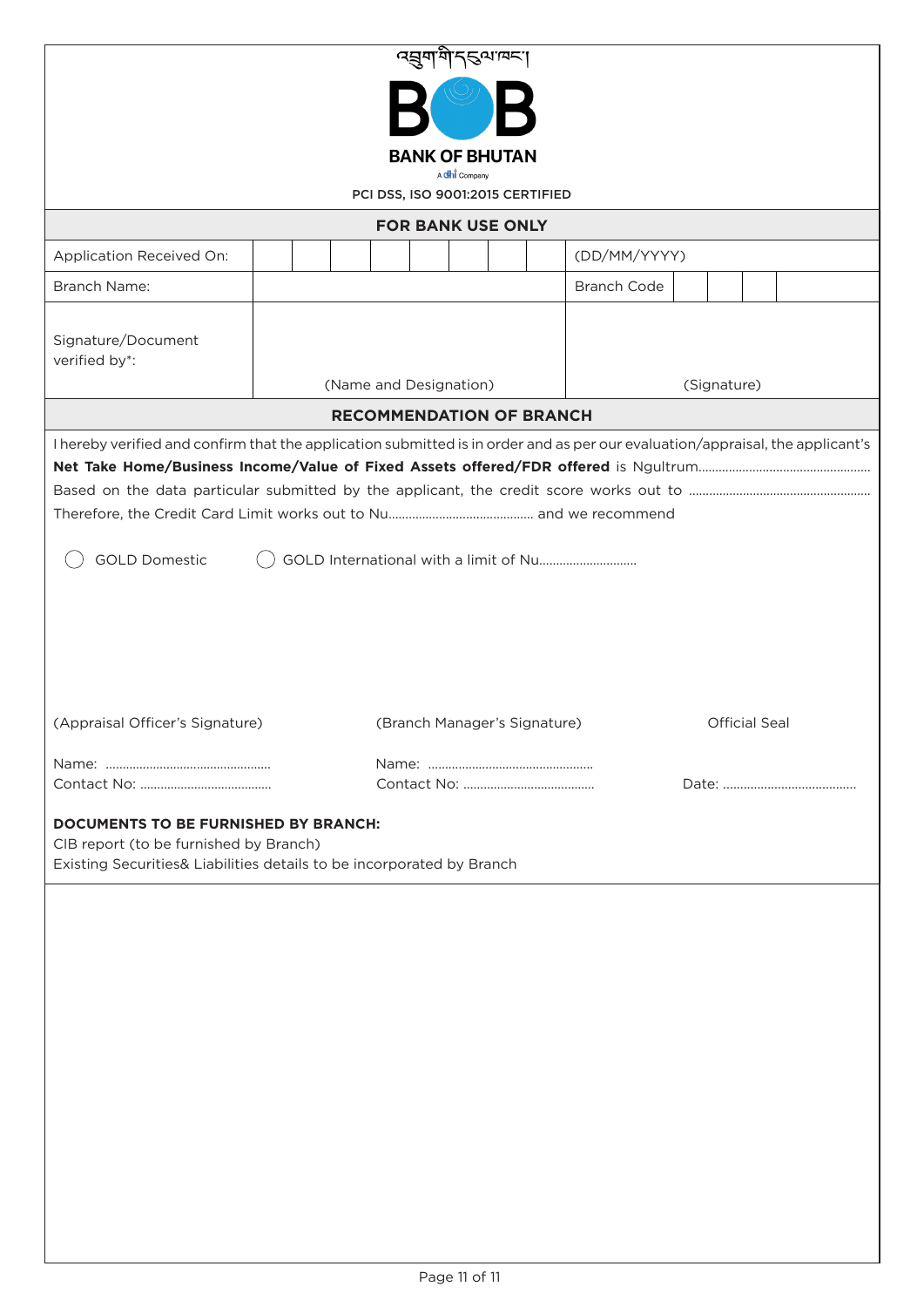འབྲུག་གི་དངུལ་ཁང་།

**BANK OF BHUTAN**

A dhi Company

PCI DSS, ISO 9001:2015 CERTIFIED

## FOR BANK USE ONLY

| | | | |
|---|---|---|---|
| Application Received On: | | (DD/MM/YYYY) | |
| Branch Name: | | Branch Code | |
| Signature/Document verified by*: | (Name and Designation) | (Signature) | |

## RECOMMENDATION OF BRANCH

I hereby verified and confirm that the application submitted is in order and as per our evaluation/appraisal, the applicant's **Net Take Home/Business Income/Value of Fixed Assets offered/FDR offered** is Ngultrum..................................................

Based on the data particular submitted by the applicant, the credit score works out to .....................................................

Therefore, the Credit Card Limit works out to Nu.......................................... and we recommend

◯ GOLD Domestic ◯ GOLD International with a limit of Nu.............................

(Appraisal Officer's Signature)

Name: ................................................

Contact No: ......................................

(Branch Manager's Signature)

Name: ................................................

Contact No: ......................................

Official Seal

Date: .......................................

**DOCUMENTS TO BE FURNISHED BY BRANCH:**

CIB report (to be furnished by Branch)

Existing Securities& Liabilities details to be incorporated by Branch